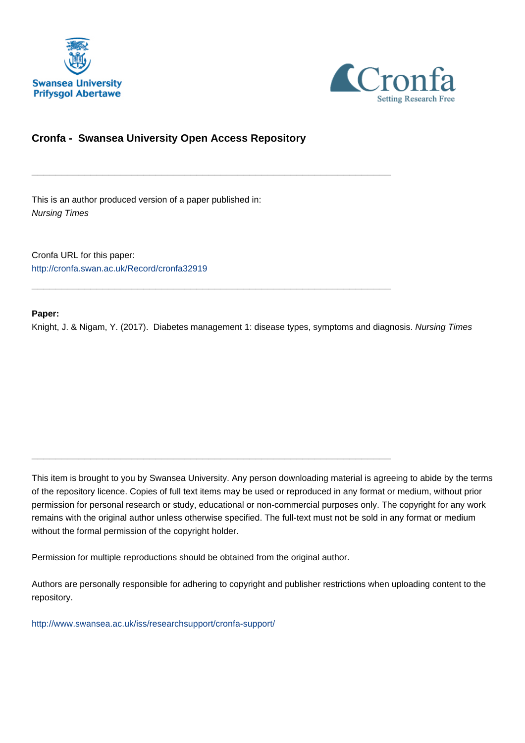Swansea University
Prifysgol Abertawe

Cronfa
Setting Research Free

## Cronfa - Swansea University Open Access Repository

---

This is an author produced version of a paper published in:
*Nursing Times*

Cronfa URL for this paper:
http://cronfa.swan.ac.uk/Record/cronfa32919

---

**Paper:**
Knight, J. & Nigam, Y. (2017). Diabetes management 1: disease types, symptoms and diagnosis. *Nursing Times*

---

This item is brought to you by Swansea University. Any person downloading material is agreeing to abide by the terms of the repository licence. Copies of full text items may be used or reproduced in any format or medium, without prior permission for personal research or study, educational or non-commercial purposes only. The copyright for any work remains with the original author unless otherwise specified. The full-text must not be sold in any format or medium without the formal permission of the copyright holder.

Permission for multiple reproductions should be obtained from the original author.

Authors are personally responsible for adhering to copyright and publisher restrictions when uploading content to the repository.

http://www.swansea.ac.uk/iss/researchsupport/cronfa-support/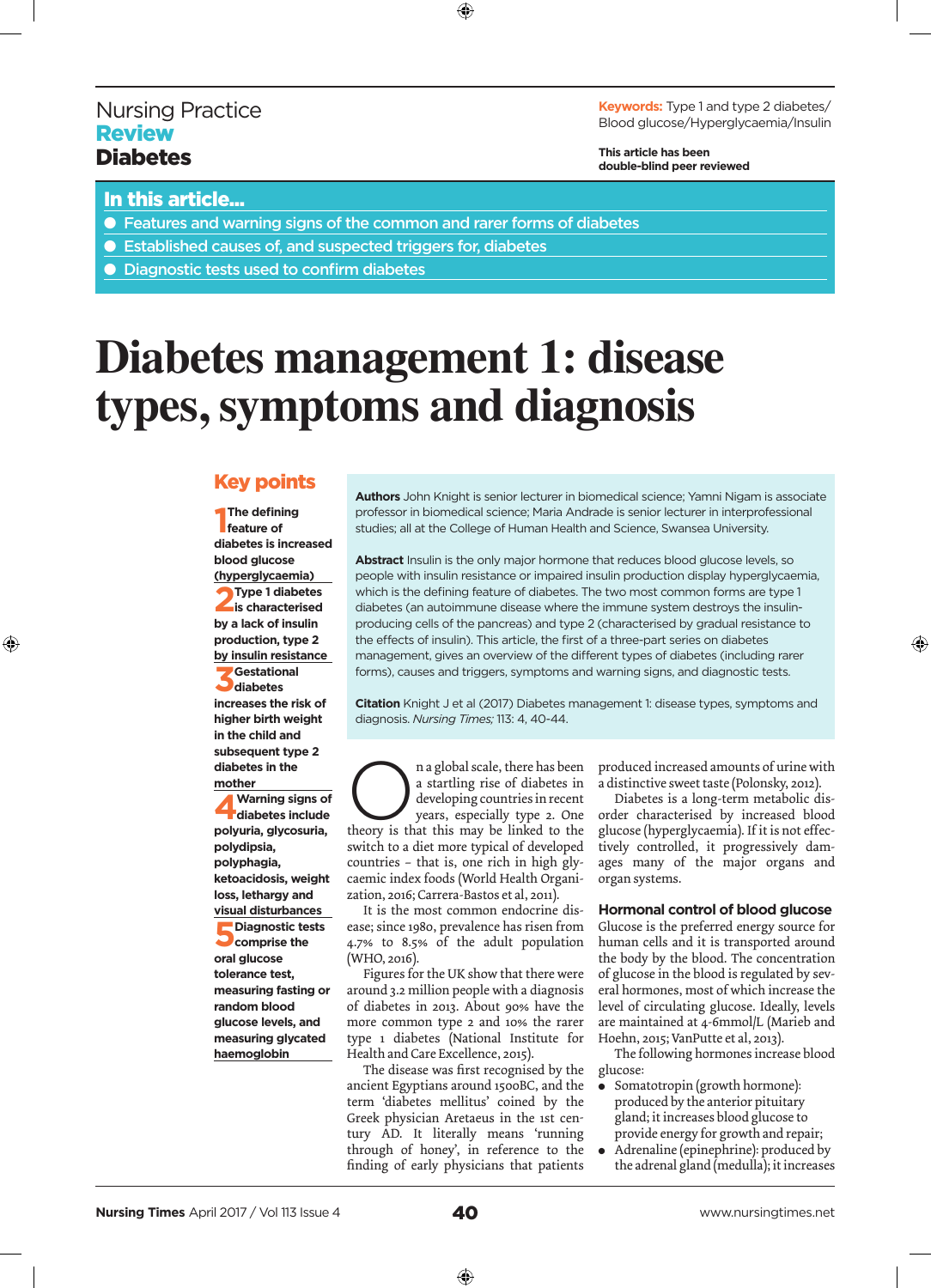Nursing Practice
**Review**
**Diabetes**

**Keywords:** Type 1 and type 2 diabetes/ Blood glucose/Hyperglycaemia/Insulin

**This article has been double-blind peer reviewed**

## In this article...

- Features and warning signs of the common and rarer forms of diabetes
- Established causes of, and suspected triggers for, diabetes
- Diagnostic tests used to confirm diabetes

# Diabetes management 1: disease types, symptoms and diagnosis

## Key points

**1** The defining feature of diabetes is increased blood glucose (hyperglycaemia)

**2** Type 1 diabetes is characterised by a lack of insulin production, type 2 by insulin resistance

**3** Gestational diabetes increases the risk of higher birth weight in the child and subsequent type 2 diabetes in the mother

**4** Warning signs of diabetes include polyuria, glycosuria, polydipsia, polyphagia, ketoacidosis, weight loss, lethargy and visual disturbances

**5** Diagnostic tests comprise the oral glucose tolerance test, measuring fasting or random blood glucose levels, and measuring glycated haemoglobin

**Authors** John Knight is senior lecturer in biomedical science; Yamni Nigam is associate professor in biomedical science; Maria Andrade is senior lecturer in interprofessional studies; all at the College of Human Health and Science, Swansea University.

**Abstract** Insulin is the only major hormone that reduces blood glucose levels, so people with insulin resistance or impaired insulin production display hyperglycaemia, which is the defining feature of diabetes. The two most common forms are type 1 diabetes (an autoimmune disease where the immune system destroys the insulin-producing cells of the pancreas) and type 2 (characterised by gradual resistance to the effects of insulin). This article, the first of a three-part series on diabetes management, gives an overview of the different types of diabetes (including rarer forms), causes and triggers, symptoms and warning signs, and diagnostic tests.

**Citation** Knight J et al (2017) Diabetes management 1: disease types, symptoms and diagnosis. *Nursing Times;* 113: 4, 40-44.

On a global scale, there has been a startling rise of diabetes in developing countries in recent years, especially type 2. One theory is that this may be linked to the switch to a diet more typical of developed countries – that is, one rich in high glycaemic index foods (World Health Organization, 2016; Carrera-Bastos et al, 2011).

It is the most common endocrine disease; since 1980, prevalence has risen from 4.7% to 8.5% of the adult population (WHO, 2016).

Figures for the UK show that there were around 3.2 million people with a diagnosis of diabetes in 2013. About 90% have the more common type 2 and 10% the rarer type 1 diabetes (National Institute for Health and Care Excellence, 2015).

The disease was first recognised by the ancient Egyptians around 1500BC, and the term 'diabetes mellitus' coined by the Greek physician Aretaeus in the 1st century AD. It literally means 'running through of honey', in reference to the finding of early physicians that patients produced increased amounts of urine with a distinctive sweet taste (Polonsky, 2012).

Diabetes is a long-term metabolic disorder characterised by increased blood glucose (hyperglycaemia). If it is not effectively controlled, it progressively damages many of the major organs and organ systems.

### Hormonal control of blood glucose

Glucose is the preferred energy source for human cells and it is transported around the body by the blood. The concentration of glucose in the blood is regulated by several hormones, most of which increase the level of circulating glucose. Ideally, levels are maintained at 4-6mmol/L (Marieb and Hoehn, 2015; VanPutte et al, 2013).

The following hormones increase blood glucose:

- Somatotropin (growth hormone): produced by the anterior pituitary gland; it increases blood glucose to provide energy for growth and repair;
- Adrenaline (epinephrine): produced by the adrenal gland (medulla); it increases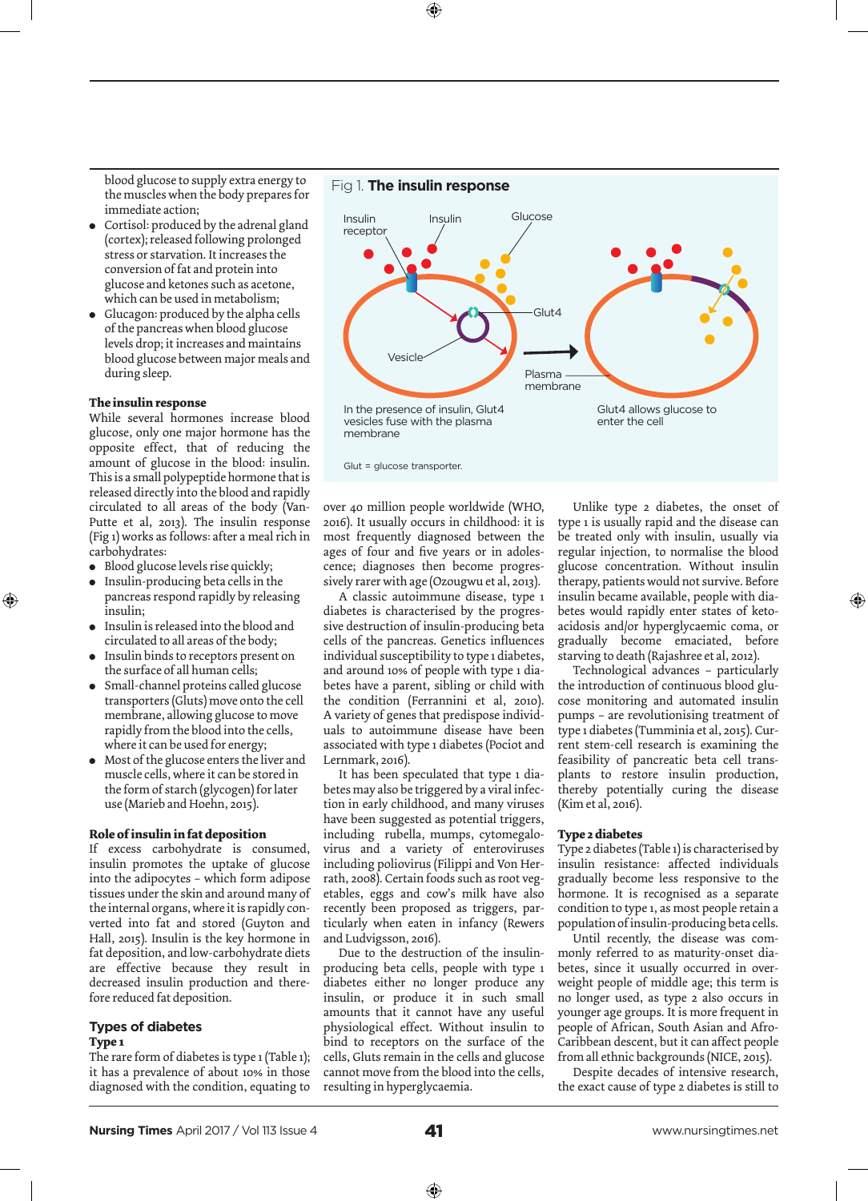blood glucose to supply extra energy to the muscles when the body prepares for immediate action;
- Cortisol: produced by the adrenal gland (cortex); released following prolonged stress or starvation. It increases the conversion of fat and protein into glucose and ketones such as acetone, which can be used in metabolism;
- Glucagon: produced by the alpha cells of the pancreas when blood glucose levels drop; it increases and maintains blood glucose between major meals and during sleep.

**The insulin response**

While several hormones increase blood glucose, only one major hormone has the opposite effect, that of reducing the amount of glucose in the blood: insulin. This is a small polypeptide hormone that is released directly into the blood and rapidly circulated to all areas of the body (Van-Putte et al, 2013). The insulin response (Fig 1) works as follows: after a meal rich in carbohydrates:

- Blood glucose levels rise quickly;
- Insulin-producing beta cells in the pancreas respond rapidly by releasing insulin;
- Insulin is released into the blood and circulated to all areas of the body;
- Insulin binds to receptors present on the surface of all human cells;
- Small-channel proteins called glucose transporters (Gluts) move onto the cell membrane, allowing glucose to move rapidly from the blood into the cells, where it can be used for energy;
- Most of the glucose enters the liver and muscle cells, where it can be stored in the form of starch (glycogen) for later use (Marieb and Hoehn, 2015).

**Role of insulin in fat deposition**

If excess carbohydrate is consumed, insulin promotes the uptake of glucose into the adipocytes – which form adipose tissues under the skin and around many of the internal organs, where it is rapidly converted into fat and stored (Guyton and Hall, 2015). Insulin is the key hormone in fat deposition, and low-carbohydrate diets are effective because they result in decreased insulin production and therefore reduced fat deposition.

## Types of diabetes

**Type 1**

The rare form of diabetes is type 1 (Table 1); it has a prevalence of about 10% in those diagnosed with the condition, equating to over 40 million people worldwide (WHO, 2016). It usually occurs in childhood: it is most frequently diagnosed between the ages of four and five years or in adolescence; diagnoses then become progressively rarer with age (Ozougwu et al, 2013).

A classic autoimmune disease, type 1 diabetes is characterised by the progressive destruction of insulin-producing beta cells of the pancreas. Genetics influences individual susceptibility to type 1 diabetes, and around 10% of people with type 1 diabetes have a parent, sibling or child with the condition (Ferrannini et al, 2010). A variety of genes that predispose individuals to autoimmune disease have been associated with type 1 diabetes (Pociot and Lernmark, 2016).

It has been speculated that type 1 diabetes may also be triggered by a viral infection in early childhood, and many viruses have been suggested as potential triggers, including rubella, mumps, cytomegalovirus and a variety of enteroviruses including poliovirus (Filippi and Von Herrath, 2008). Certain foods such as root vegetables, eggs and cow's milk have also recently been proposed as triggers, particularly when eaten in infancy (Rewers and Ludvigsson, 2016).

Due to the destruction of the insulin-producing beta cells, people with type 1 diabetes either no longer produce any insulin, or produce it in such small amounts that it cannot have any useful physiological effect. Without insulin to bind to receptors on the surface of the cells, Gluts remain in the cells and glucose cannot move from the blood into the cells, resulting in hyperglycaemia.

Unlike type 2 diabetes, the onset of type 1 is usually rapid and the disease can be treated only with insulin, usually via regular injection, to normalise the blood glucose concentration. Without insulin therapy, patients would not survive. Before insulin became available, people with diabetes would rapidly enter states of ketoacidosis and/or hyperglycaemic coma, or gradually become emaciated, before starving to death (Rajashree et al, 2012).

Technological advances – particularly the introduction of continuous blood glucose monitoring and automated insulin pumps – are revolutionising treatment of type 1 diabetes (Tumminia et al, 2015). Current stem-cell research is examining the feasibility of pancreatic beta cell transplants to restore insulin production, thereby potentially curing the disease (Kim et al, 2016).

**Type 2 diabetes**

Type 2 diabetes (Table 1) is characterised by insulin resistance: affected individuals gradually become less responsive to the hormone. It is recognised as a separate condition to type 1, as most people retain a population of insulin-producing beta cells.

Until recently, the disease was commonly referred to as maturity-onset diabetes, since it usually occurred in overweight people of middle age; this term is no longer used, as type 2 also occurs in younger age groups. It is more frequent in people of African, South Asian and Afro-Caribbean descent, but it can affect people from all ethnic backgrounds (NICE, 2015).

Despite decades of intensive research, the exact cause of type 2 diabetes is still to

**Fig 1. The insulin response**

In the presence of insulin, Glut4 vesicles fuse with the plasma membrane — Glut4 allows glucose to enter the cell

Glut = glucose transporter.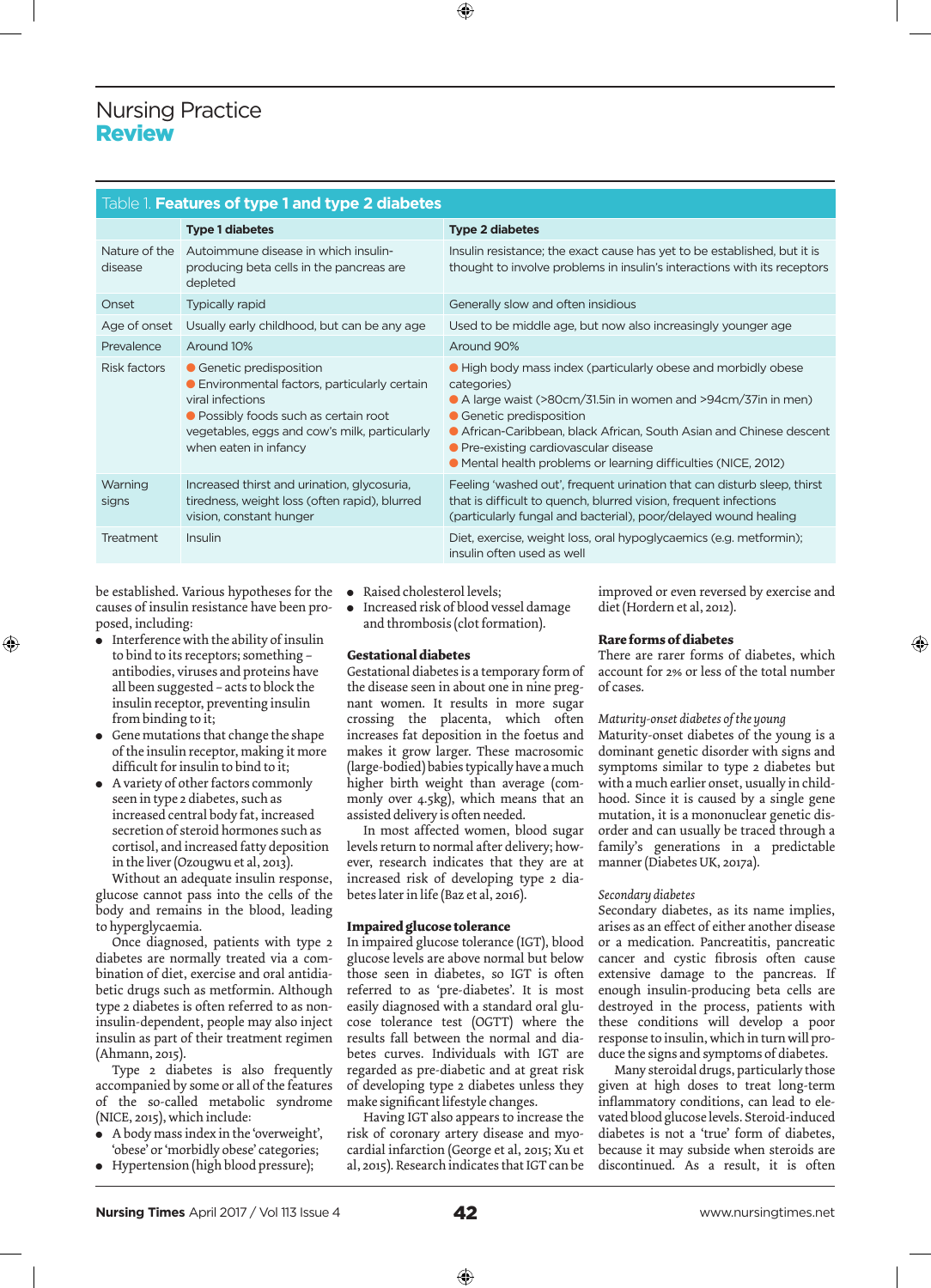Table 1. **Features of type 1 and type 2 diabetes**

| | Type 1 diabetes | Type 2 diabetes |
|---|---|---|
| Nature of the disease | Autoimmune disease in which insulin-producing beta cells in the pancreas are depleted | Insulin resistance; the exact cause has yet to be established, but it is thought to involve problems in insulin's interactions with its receptors |
| Onset | Typically rapid | Generally slow and often insidious |
| Age of onset | Usually early childhood, but can be any age | Used to be middle age, but now also increasingly younger age |
| Prevalence | Around 10% | Around 90% |
| Risk factors | ● Genetic predisposition<br>● Environmental factors, particularly certain viral infections<br>● Possibly foods such as certain root vegetables, eggs and cow's milk, particularly when eaten in infancy | ● High body mass index (particularly obese and morbidly obese categories)<br>● A large waist (>80cm/31.5in in women and >94cm/37in in men)<br>● Genetic predisposition<br>● African-Caribbean, black African, South Asian and Chinese descent<br>● Pre-existing cardiovascular disease<br>● Mental health problems or learning difficulties (NICE, 2012) |
| Warning signs | Increased thirst and urination, glycosuria, tiredness, weight loss (often rapid), blurred vision, constant hunger | Feeling 'washed out', frequent urination that can disturb sleep, thirst that is difficult to quench, blurred vision, frequent infections (particularly fungal and bacterial), poor/delayed wound healing |
| Treatment | Insulin | Diet, exercise, weight loss, oral hypoglycaemics (e.g. metformin); insulin often used as well |

be established. Various hypotheses for the causes of insulin resistance have been proposed, including:

- Interference with the ability of insulin to bind to its receptors; something – antibodies, viruses and proteins have all been suggested – acts to block the insulin receptor, preventing insulin from binding to it;
- Gene mutations that change the shape of the insulin receptor, making it more difficult for insulin to bind to it;
- A variety of other factors commonly seen in type 2 diabetes, such as increased central body fat, increased secretion of steroid hormones such as cortisol, and increased fatty deposition in the liver (Ozougwu et al, 2013).

Without an adequate insulin response, glucose cannot pass into the cells of the body and remains in the blood, leading to hyperglycaemia.

Once diagnosed, patients with type 2 diabetes are normally treated via a combination of diet, exercise and oral antidiabetic drugs such as metformin. Although type 2 diabetes is often referred to as non-insulin-dependent, people may also inject insulin as part of their treatment regimen (Ahmann, 2015).

Type 2 diabetes is also frequently accompanied by some or all of the features of the so-called metabolic syndrome (NICE, 2015), which include:

- A body mass index in the 'overweight', 'obese' or 'morbidly obese' categories;
- Hypertension (high blood pressure);
- Raised cholesterol levels;
- Increased risk of blood vessel damage and thrombosis (clot formation).

### Gestational diabetes

Gestational diabetes is a temporary form of the disease seen in about one in nine pregnant women. It results in more sugar crossing the placenta, which often increases fat deposition in the foetus and makes it grow larger. These macrosomic (large-bodied) babies typically have a much higher birth weight than average (commonly over 4.5kg), which means that an assisted delivery is often needed.

In most affected women, blood sugar levels return to normal after delivery; however, research indicates that they are at increased risk of developing type 2 diabetes later in life (Baz et al, 2016).

### Impaired glucose tolerance

In impaired glucose tolerance (IGT), blood glucose levels are above normal but below those seen in diabetes, so IGT is often referred to as 'pre-diabetes'. It is most easily diagnosed with a standard oral glucose tolerance test (OGTT) where the results fall between the normal and diabetes curves. Individuals with IGT are regarded as pre-diabetic and at great risk of developing type 2 diabetes unless they make significant lifestyle changes.

Having IGT also appears to increase the risk of coronary artery disease and myocardial infarction (George et al, 2015; Xu et al, 2015). Research indicates that IGT can be improved or even reversed by exercise and diet (Hordern et al, 2012).

### Rare forms of diabetes

There are rarer forms of diabetes, which account for 2% or less of the total number of cases.

*Maturity-onset diabetes of the young*

Maturity-onset diabetes of the young is a dominant genetic disorder with signs and symptoms similar to type 2 diabetes but with a much earlier onset, usually in childhood. Since it is caused by a single gene mutation, it is a mononuclear genetic disorder and can usually be traced through a family's generations in a predictable manner (Diabetes UK, 2017a).

*Secondary diabetes*

Secondary diabetes, as its name implies, arises as an effect of either another disease or a medication. Pancreatitis, pancreatic cancer and cystic fibrosis often cause extensive damage to the pancreas. If enough insulin-producing beta cells are destroyed in the process, patients with these conditions will develop a poor response to insulin, which in turn will produce the signs and symptoms of diabetes.

Many steroidal drugs, particularly those given at high doses to treat long-term inflammatory conditions, can lead to elevated blood glucose levels. Steroid-induced diabetes is not a 'true' form of diabetes, because it may subside when steroids are discontinued. As a result, it is often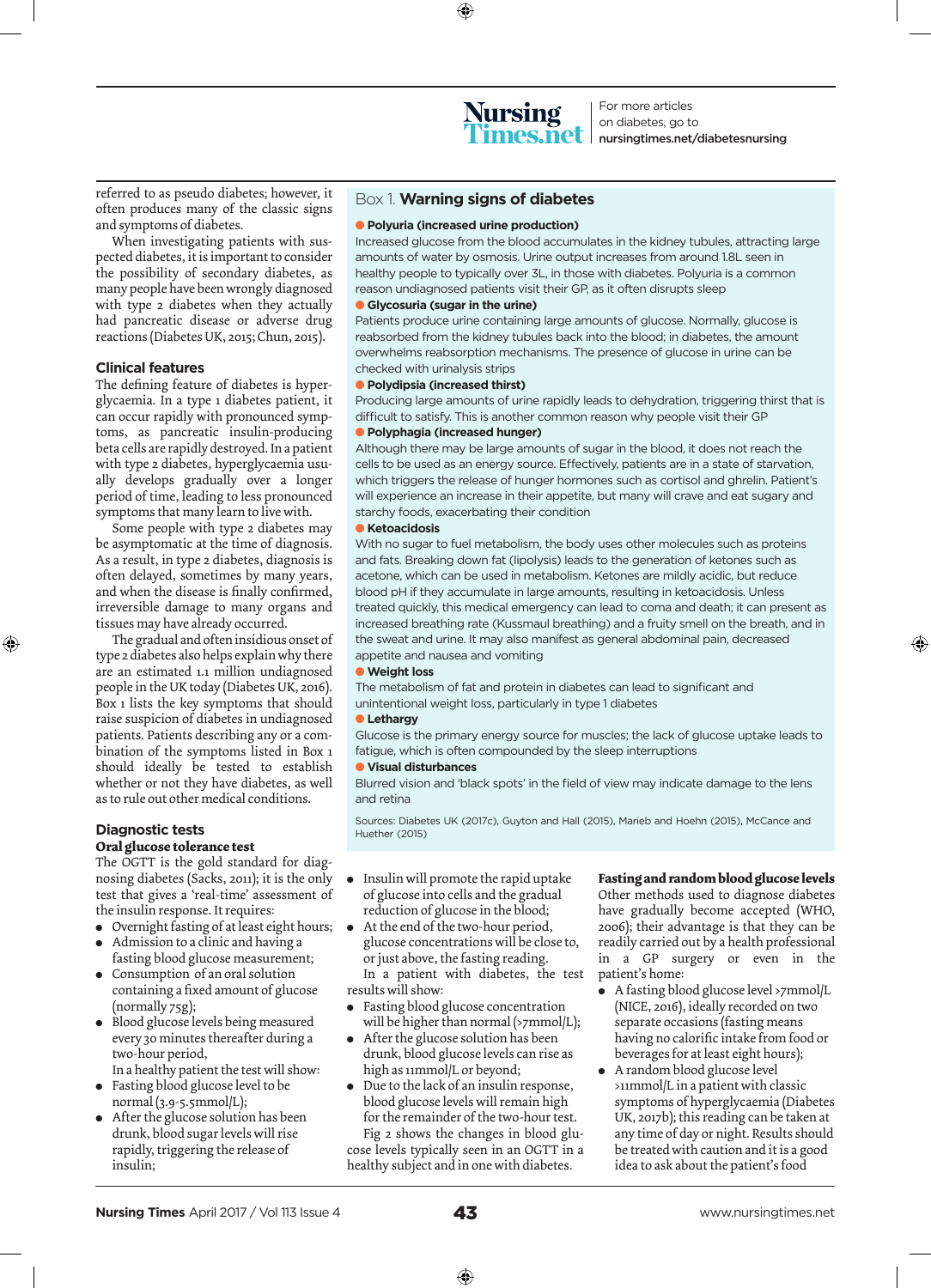referred to as pseudo diabetes; however, it often produces many of the classic signs and symptoms of diabetes.

When investigating patients with suspected diabetes, it is important to consider the possibility of secondary diabetes, as many people have been wrongly diagnosed with type 2 diabetes when they actually had pancreatic disease or adverse drug reactions (Diabetes UK, 2015; Chun, 2015).

## Clinical features

The defining feature of diabetes is hyperglycaemia. In a type 1 diabetes patient, it can occur rapidly with pronounced symptoms, as pancreatic insulin-producing beta cells are rapidly destroyed. In a patient with type 2 diabetes, hyperglycaemia usually develops gradually over a longer period of time, leading to less pronounced symptoms that many learn to live with.

Some people with type 2 diabetes may be asymptomatic at the time of diagnosis. As a result, in type 2 diabetes, diagnosis is often delayed, sometimes by many years, and when the disease is finally confirmed, irreversible damage to many organs and tissues may have already occurred.

The gradual and often insidious onset of type 2 diabetes also helps explain why there are an estimated 1.1 million undiagnosed people in the UK today (Diabetes UK, 2016). Box 1 lists the key symptoms that should raise suspicion of diabetes in undiagnosed patients. Patients describing any or a combination of the symptoms listed in Box 1 should ideally be tested to establish whether or not they have diabetes, as well as to rule out other medical conditions.

### Box 1. Warning signs of diabetes

- **Polyuria (increased urine production)**
  Increased glucose from the blood accumulates in the kidney tubules, attracting large amounts of water by osmosis. Urine output increases from around 1.8L seen in healthy people to typically over 3L, in those with diabetes. Polyuria is a common reason undiagnosed patients visit their GP, as it often disrupts sleep
- **Glycosuria (sugar in the urine)**
  Patients produce urine containing large amounts of glucose. Normally, glucose is reabsorbed from the kidney tubules back into the blood; in diabetes, the amount overwhelms reabsorption mechanisms. The presence of glucose in urine can be checked with urinalysis strips
- **Polydipsia (increased thirst)**
  Producing large amounts of urine rapidly leads to dehydration, triggering thirst that is difficult to satisfy. This is another common reason why people visit their GP
- **Polyphagia (increased hunger)**
  Although there may be large amounts of sugar in the blood, it does not reach the cells to be used as an energy source. Effectively, patients are in a state of starvation, which triggers the release of hunger hormones such as cortisol and ghrelin. Patient's will experience an increase in their appetite, but many will crave and eat sugary and starchy foods, exacerbating their condition
- **Ketoacidosis**
  With no sugar to fuel metabolism, the body uses other molecules such as proteins and fats. Breaking down fat (lipolysis) leads to the generation of ketones such as acetone, which can be used in metabolism. Ketones are mildly acidic, but reduce blood pH if they accumulate in large amounts, resulting in ketoacidosis. Unless treated quickly, this medical emergency can lead to coma and death; it can present as increased breathing rate (Kussmaul breathing) and a fruity smell on the breath, and in the sweat and urine. It may also manifest as general abdominal pain, decreased appetite and nausea and vomiting
- **Weight loss**
  The metabolism of fat and protein in diabetes can lead to significant and unintentional weight loss, particularly in type 1 diabetes
- **Lethargy**
  Glucose is the primary energy source for muscles; the lack of glucose uptake leads to fatigue, which is often compounded by the sleep interruptions
- **Visual disturbances**
  Blurred vision and 'black spots' in the field of view may indicate damage to the lens and retina

Sources: Diabetes UK (2017c), Guyton and Hall (2015), Marieb and Hoehn (2015), McCance and Huether (2015)

## Diagnostic tests

### Oral glucose tolerance test

The OGTT is the gold standard for diagnosing diabetes (Sacks, 2011); it is the only test that gives a 'real-time' assessment of the insulin response. It requires:

- Overnight fasting of at least eight hours;
- Admission to a clinic and having a fasting blood glucose measurement;
- Consumption of an oral solution containing a fixed amount of glucose (normally 75g);
- Blood glucose levels being measured every 30 minutes thereafter during a two-hour period,

In a healthy patient the test will show:

- Fasting blood glucose level to be normal (3.9-5.5mmol/L);
- After the glucose solution has been drunk, blood sugar levels will rise rapidly, triggering the release of insulin;
- Insulin will promote the rapid uptake of glucose into cells and the gradual reduction of glucose in the blood;
- At the end of the two-hour period, glucose concentrations will be close to, or just above, the fasting reading.

In a patient with diabetes, the test results will show:

- Fasting blood glucose concentration will be higher than normal (>7mmol/L);
- After the glucose solution has been drunk, blood glucose levels can rise as high as 11mmol/L or beyond;
- Due to the lack of an insulin response, blood glucose levels will remain high for the remainder of the two-hour test.

Fig 2 shows the changes in blood glucose levels typically seen in an OGTT in a healthy subject and in one with diabetes.

### Fasting and random blood glucose levels

Other methods used to diagnose diabetes have gradually become accepted (WHO, 2006); their advantage is that they can be readily carried out by a health professional in a GP surgery or even in the patient's home:

- A fasting blood glucose level >7mmol/L (NICE, 2016), ideally recorded on two separate occasions (fasting means having no calorific intake from food or beverages for at least eight hours);
- A random blood glucose level >11mmol/L in a patient with classic symptoms of hyperglycaemia (Diabetes UK, 2017b); this reading can be taken at any time of day or night. Results should be treated with caution and it is a good idea to ask about the patient's food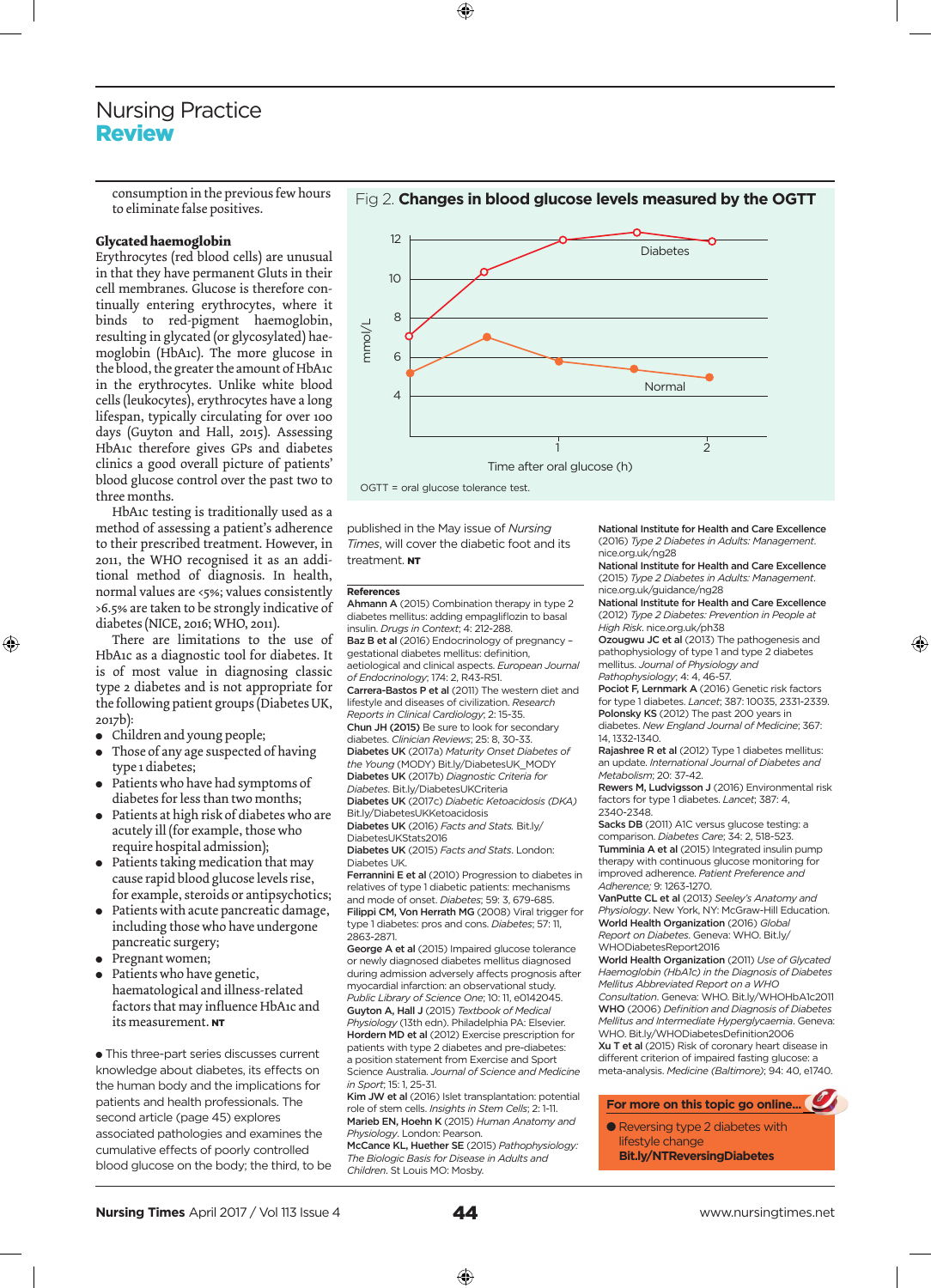consumption in the previous few hours to eliminate false positives.

**Glycated haemoglobin**

Erythrocytes (red blood cells) are unusual in that they have permanent Gluts in their cell membranes. Glucose is therefore continually entering erythrocytes, where it binds to red-pigment haemoglobin, resulting in glycated (or glycosylated) haemoglobin (HbA1c). The more glucose in the blood, the greater the amount of HbA1c in the erythrocytes. Unlike white blood cells (leukocytes), erythrocytes have a long lifespan, typically circulating for over 100 days (Guyton and Hall, 2015). Assessing HbA1c therefore gives GPs and diabetes clinics a good overall picture of patients' blood glucose control over the past two to three months.

HbA1c testing is traditionally used as a method of assessing a patient's adherence to their prescribed treatment. However, in 2011, the WHO recognised it as an additional method of diagnosis. In health, normal values are <5%; values consistently >6.5% are taken to be strongly indicative of diabetes (NICE, 2016; WHO, 2011).

There are limitations to the use of HbA1c as a diagnostic tool for diabetes. It is of most value in diagnosing classic type 2 diabetes and is not appropriate for the following patient groups (Diabetes UK, 2017b):

- Children and young people;
- Those of any age suspected of having type 1 diabetes;
- Patients who have had symptoms of diabetes for less than two months;
- Patients at high risk of diabetes who are acutely ill (for example, those who require hospital admission);
- Patients taking medication that may cause rapid blood glucose levels rise, for example, steroids or antipsychotics;
- Patients with acute pancreatic damage, including those who have undergone pancreatic surgery;
- Pregnant women;
- Patients who have genetic, haematological and illness-related factors that may influence HbA1c and its measurement. **NT**

**Fig 2. Changes in blood glucose levels measured by the OGTT**

12
10
8
6
4
mmol/L
Diabetes
Normal
1
2
Time after oral glucose (h)

OGTT = oral glucose tolerance test.

● This three-part series discusses current knowledge about diabetes, its effects on the human body and the implications for patients and health professionals. The second article (page 45) explores associated pathologies and examines the cumulative effects of poorly controlled blood glucose on the body; the third, to be published in the May issue of *Nursing Times*, will cover the diabetic foot and its treatment. **NT**

**References**

**Ahmann A** (2015) Combination therapy in type 2 diabetes mellitus: adding empagliflozin to basal insulin. *Drugs in Context*; 4: 212-288.
**Baz B et al** (2016) Endocrinology of pregnancy – gestational diabetes mellitus: definition, aetiological and clinical aspects. *European Journal of Endocrinology*; 174: 2, R43-R51.
**Carrera-Bastos P et al** (2011) The western diet and lifestyle and diseases of civilization. *Research Reports in Clinical Cardiology*; 2: 15-35.
**Chun JH (2015)** Be sure to look for secondary diabetes. *Clinician Reviews*; 25: 8, 30-33.
**Diabetes UK** (2017a) *Maturity Onset Diabetes of the Young* (MODY) Bit.ly/DiabetesUK_MODY
**Diabetes UK** (2017b) *Diagnostic Criteria for Diabetes*. Bit.ly/DiabetesUKCriteria
**Diabetes UK** (2017c) *Diabetic Ketoacidosis (DKA)* Bit.ly/DiabetesUKKetoacidosis
**Diabetes UK** (2016) *Facts and Stats*. Bit.ly/DiabetesUKStats2016
**Diabetes UK** (2015) *Facts and Stats*. London: Diabetes UK.
**Ferrannini E et al** (2010) Progression to diabetes in relatives of type 1 diabetic patients: mechanisms and mode of onset. *Diabetes*; 59: 3, 679-685.
**Filippi CM, Von Herrath MG** (2008) Viral trigger for type 1 diabetes: pros and cons. *Diabetes*; 57: 11, 2863-2871.
**George A et al** (2015) Impaired glucose tolerance or newly diagnosed diabetes mellitus diagnosed during admission adversely affects prognosis after myocardial infarction: an observational study. *Public Library of Science One*; 10: 11, e0142045.
**Guyton A, Hall J** (2015) *Textbook of Medical Physiology* (13th edn). Philadelphia PA: Elsevier.
**Hordern MD et al** (2012) Exercise prescription for patients with type 2 diabetes and pre-diabetes: a position statement from Exercise and Sport Science Australia. *Journal of Science and Medicine in Sport*; 15: 1, 25-31.
**Kim JW et al** (2016) Islet transplantation: potential role of stem cells. *Insights in Stem Cells*; 2: 1-11.
**Marieb EN, Hoehn K** (2015) *Human Anatomy and Physiology*. London: Pearson.
**McCance KL, Huether SE** (2015) *Pathophysiology: The Biologic Basis for Disease in Adults and Children*. St Louis MO: Mosby.
**National Institute for Health and Care Excellence** (2016) *Type 2 Diabetes in Adults: Management*. nice.org.uk/ng28
**National Institute for Health and Care Excellence** (2015) *Type 2 Diabetes in Adults: Management*. nice.org.uk/guidance/ng28
**National Institute for Health and Care Excellence** (2012) *Type 2 Diabetes: Prevention in People at High Risk*. nice.org.uk/ph38
**Ozougwu JC et al** (2013) The pathogenesis and pathophysiology of type 1 and type 2 diabetes mellitus. *Journal of Physiology and Pathophysiology*; 4: 4, 46-57.
**Pociot F, Lernmark A** (2016) Genetic risk factors for type 1 diabetes. *Lancet*; 387: 10035, 2331-2339.
**Polonsky KS** (2012) The past 200 years in diabetes. *New England Journal of Medicine*; 367: 14, 1332-1340.
**Rajashree R et al** (2012) Type 1 diabetes mellitus: an update. *International Journal of Diabetes and Metabolism*; 20: 37-42.
**Rewers M, Ludvigsson J** (2016) Environmental risk factors for type 1 diabetes. *Lancet*; 387: 4, 2340-2348.
**Sacks DB** (2011) A1C versus glucose testing: a comparison. *Diabetes Care*; 34: 2, 518-523.
**Tumminia A et al** (2015) Integrated insulin pump therapy with continuous glucose monitoring for improved adherence. *Patient Preference and Adherence*; 9: 1263-1270.
**VanPutte CL et al** (2013) *Seeley's Anatomy and Physiology*. New York, NY: McGraw-Hill Education.
**World Health Organization** (2016) *Global Report on Diabetes*. Geneva: WHO. Bit.ly/WHODiabetesReport2016
**World Health Organization** (2011) *Use of Glycated Haemoglobin (HbA1c) in the Diagnosis of Diabetes Mellitus Abbreviated Report on a WHO Consultation*. Geneva: WHO. Bit.ly/WHOHbA1c2011
**WHO** (2006) *Definition and Diagnosis of Diabetes Mellitus and Intermediate Hyperglycaemia*. Geneva: WHO. Bit.ly/WHODiabetesDefinition2006
**Xu T et al** (2015) Risk of coronary heart disease in different criterion of impaired fasting glucose: a meta-analysis. *Medicine (Baltimore)*; 94: 40, e1740.

**For more on this topic go online...**

● Reversing type 2 diabetes with lifestyle change
**Bit.ly/NTReversingDiabetes**